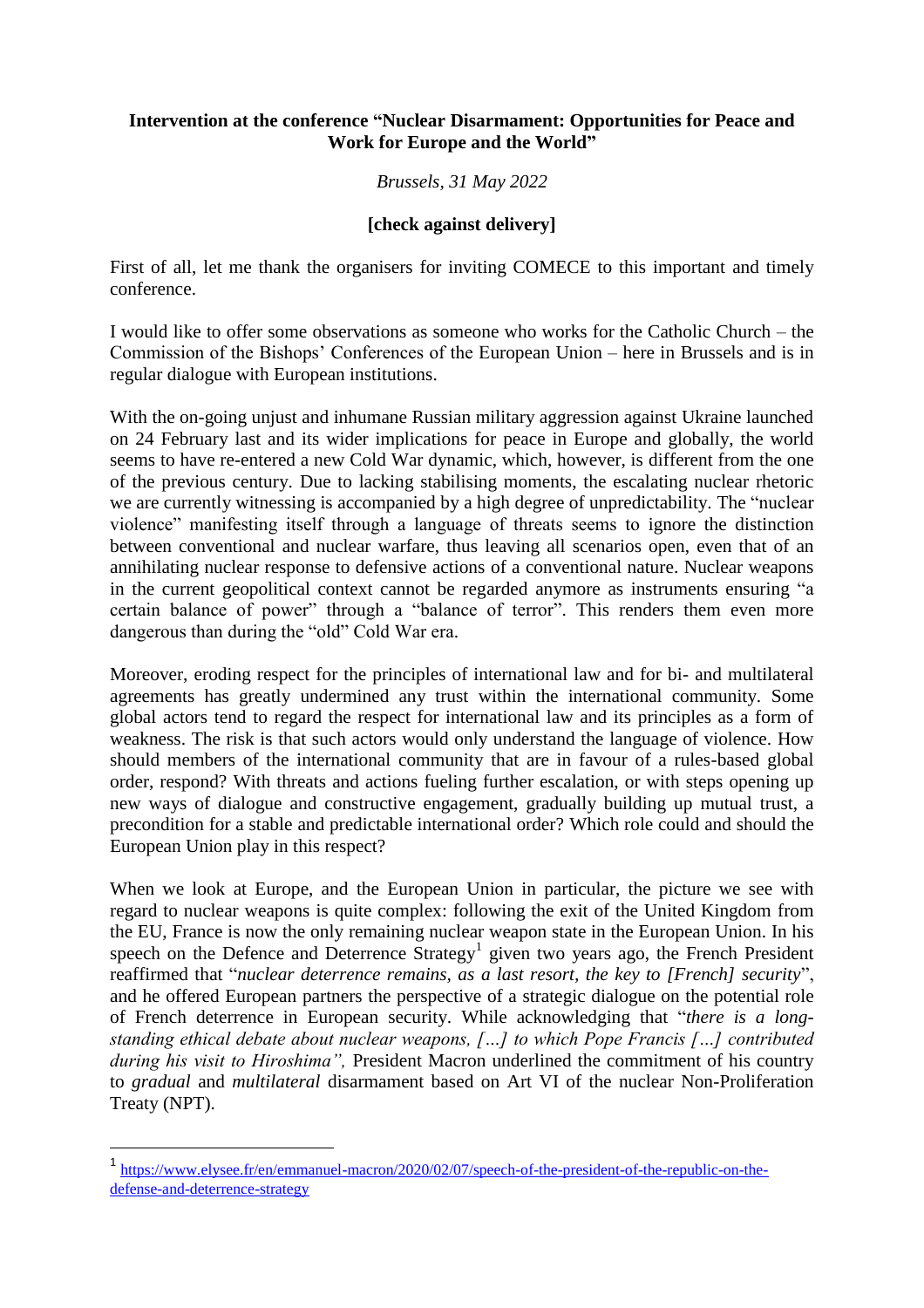**Intervention at the conference "Nuclear Disarmament: Opportunities for Peace and Work for Europe and the World"**

*Brussels, 31 May 2022*

**[check against delivery]**

First of all, let me thank the organisers for inviting COMECE to this important and timely conference.

I would like to offer some observations as someone who works for the Catholic Church – the Commission of the Bishops' Conferences of the European Union – here in Brussels and is in regular dialogue with European institutions.

With the on-going unjust and inhumane Russian military aggression against Ukraine launched on 24 February last and its wider implications for peace in Europe and globally, the world seems to have re-entered a new Cold War dynamic, which, however, is different from the one of the previous century. Due to lacking stabilising moments, the escalating nuclear rhetoric we are currently witnessing is accompanied by a high degree of unpredictability. The "nuclear violence" manifesting itself through a language of threats seems to ignore the distinction between conventional and nuclear warfare, thus leaving all scenarios open, even that of an annihilating nuclear response to defensive actions of a conventional nature. Nuclear weapons in the current geopolitical context cannot be regarded anymore as instruments ensuring "a certain balance of power" through a "balance of terror". This renders them even more dangerous than during the "old" Cold War era.

Moreover, eroding respect for the principles of international law and for bi- and multilateral agreements has greatly undermined any trust within the international community. Some global actors tend to regard the respect for international law and its principles as a form of weakness. The risk is that such actors would only understand the language of violence. How should members of the international community that are in favour of a rules-based global order, respond? With threats and actions fueling further escalation, or with steps opening up new ways of dialogue and constructive engagement, gradually building up mutual trust, a precondition for a stable and predictable international order? Which role could and should the European Union play in this respect?

When we look at Europe, and the European Union in particular, the picture we see with regard to nuclear weapons is quite complex: following the exit of the United Kingdom from the EU, France is now the only remaining nuclear weapon state in the European Union. In his speech on the Defence and Deterrence Strategy[1] given two years ago, the French President reaffirmed that "*nuclear deterrence remains, as a last resort, the key to [French] security*", and he offered European partners the perspective of a strategic dialogue on the potential role of French deterrence in European security. While acknowledging that "*there is a long-standing ethical debate about nuclear weapons, […] to which Pope Francis […] contributed during his visit to Hiroshima",* President Macron underlined the commitment of his country to *gradual* and *multilateral* disarmament based on Art VI of the nuclear Non-Proliferation Treaty (NPT).

---

[1] https://www.elysee.fr/en/emmanuel-macron/2020/02/07/speech-of-the-president-of-the-republic-on-the-defense-and-deterrence-strategy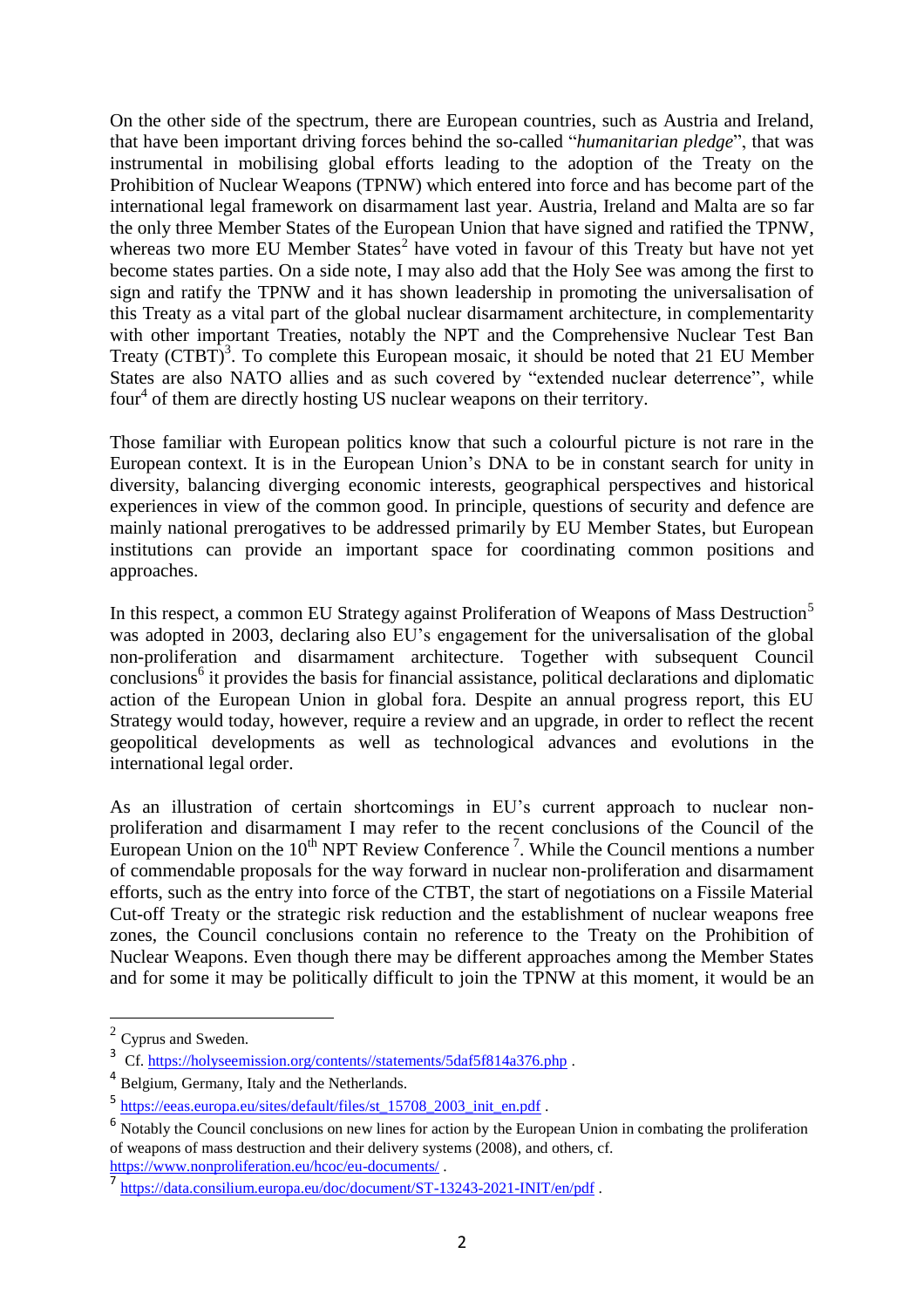On the other side of the spectrum, there are European countries, such as Austria and Ireland, that have been important driving forces behind the so-called "*humanitarian pledge*", that was instrumental in mobilising global efforts leading to the adoption of the Treaty on the Prohibition of Nuclear Weapons (TPNW) which entered into force and has become part of the international legal framework on disarmament last year. Austria, Ireland and Malta are so far the only three Member States of the European Union that have signed and ratified the TPNW, whereas two more EU Member States[2] have voted in favour of this Treaty but have not yet become states parties. On a side note, I may also add that the Holy See was among the first to sign and ratify the TPNW and it has shown leadership in promoting the universalisation of this Treaty as a vital part of the global nuclear disarmament architecture, in complementarity with other important Treaties, notably the NPT and the Comprehensive Nuclear Test Ban Treaty (CTBT)[3]. To complete this European mosaic, it should be noted that 21 EU Member States are also NATO allies and as such covered by "extended nuclear deterrence", while four[4] of them are directly hosting US nuclear weapons on their territory.

Those familiar with European politics know that such a colourful picture is not rare in the European context. It is in the European Union's DNA to be in constant search for unity in diversity, balancing diverging economic interests, geographical perspectives and historical experiences in view of the common good. In principle, questions of security and defence are mainly national prerogatives to be addressed primarily by EU Member States, but European institutions can provide an important space for coordinating common positions and approaches.

In this respect, a common EU Strategy against Proliferation of Weapons of Mass Destruction[5] was adopted in 2003, declaring also EU's engagement for the universalisation of the global non-proliferation and disarmament architecture. Together with subsequent Council conclusions[6] it provides the basis for financial assistance, political declarations and diplomatic action of the European Union in global fora. Despite an annual progress report, this EU Strategy would today, however, require a review and an upgrade, in order to reflect the recent geopolitical developments as well as technological advances and evolutions in the international legal order.

As an illustration of certain shortcomings in EU's current approach to nuclear non-proliferation and disarmament I may refer to the recent conclusions of the Council of the European Union on the 10th NPT Review Conference[7]. While the Council mentions a number of commendable proposals for the way forward in nuclear non-proliferation and disarmament efforts, such as the entry into force of the CTBT, the start of negotiations on a Fissile Material Cut-off Treaty or the strategic risk reduction and the establishment of nuclear weapons free zones, the Council conclusions contain no reference to the Treaty on the Prohibition of Nuclear Weapons. Even though there may be different approaches among the Member States and for some it may be politically difficult to join the TPNW at this moment, it would be an

---

[2] Cyprus and Sweden.

[3] Cf. https://holyseemission.org/contents//statements/5daf5f814a376.php .

[4] Belgium, Germany, Italy and the Netherlands.

[5] https://eeas.europa.eu/sites/default/files/st_15708_2003_init_en.pdf .

[6] Notably the Council conclusions on new lines for action by the European Union in combating the proliferation of weapons of mass destruction and their delivery systems (2008), and others, cf. https://www.nonproliferation.eu/hcoc/eu-documents/ .

[7] https://data.consilium.europa.eu/doc/document/ST-13243-2021-INIT/en/pdf .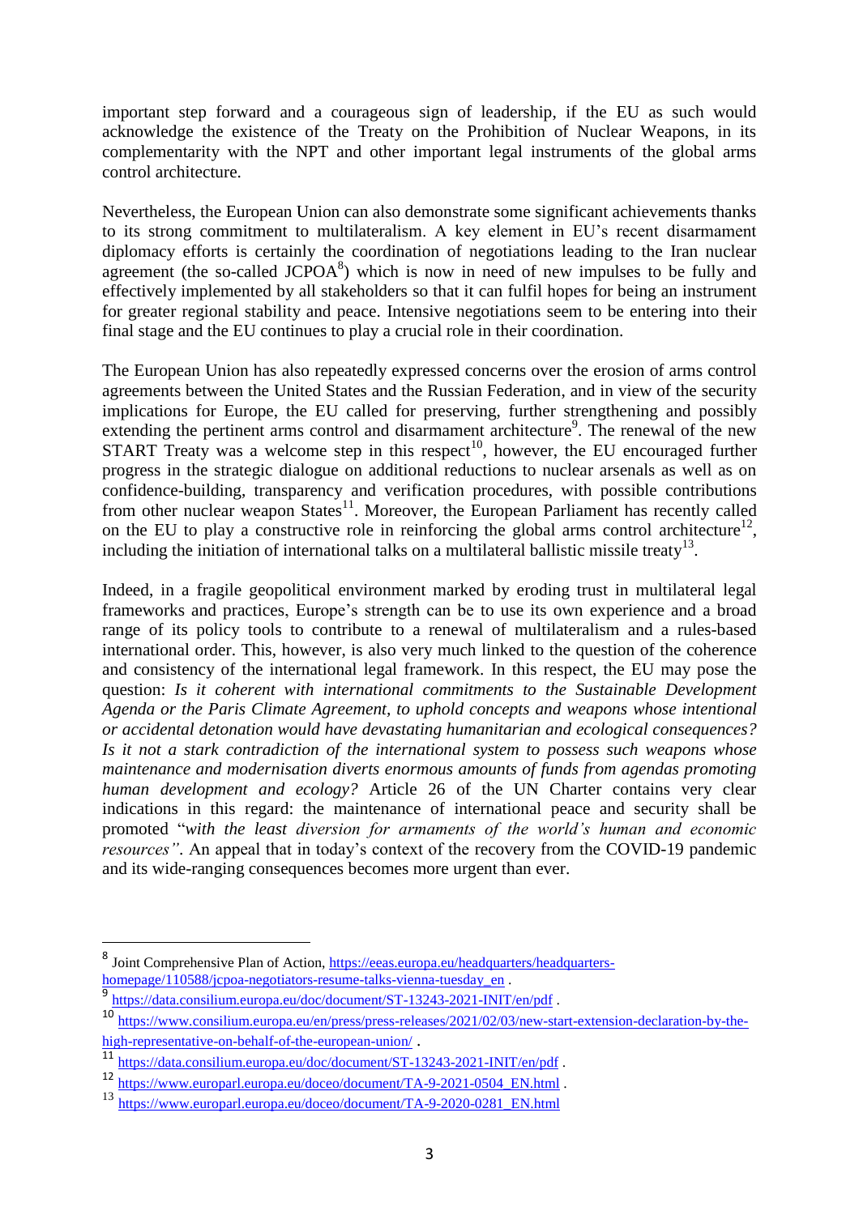important step forward and a courageous sign of leadership, if the EU as such would acknowledge the existence of the Treaty on the Prohibition of Nuclear Weapons, in its complementarity with the NPT and other important legal instruments of the global arms control architecture.

Nevertheless, the European Union can also demonstrate some significant achievements thanks to its strong commitment to multilateralism. A key element in EU's recent disarmament diplomacy efforts is certainly the coordination of negotiations leading to the Iran nuclear agreement (the so-called JCPOA[8]) which is now in need of new impulses to be fully and effectively implemented by all stakeholders so that it can fulfil hopes for being an instrument for greater regional stability and peace. Intensive negotiations seem to be entering into their final stage and the EU continues to play a crucial role in their coordination.

The European Union has also repeatedly expressed concerns over the erosion of arms control agreements between the United States and the Russian Federation, and in view of the security implications for Europe, the EU called for preserving, further strengthening and possibly extending the pertinent arms control and disarmament architecture[9]. The renewal of the new START Treaty was a welcome step in this respect[10], however, the EU encouraged further progress in the strategic dialogue on additional reductions to nuclear arsenals as well as on confidence-building, transparency and verification procedures, with possible contributions from other nuclear weapon States[11]. Moreover, the European Parliament has recently called on the EU to play a constructive role in reinforcing the global arms control architecture[12], including the initiation of international talks on a multilateral ballistic missile treaty[13].

Indeed, in a fragile geopolitical environment marked by eroding trust in multilateral legal frameworks and practices, Europe's strength can be to use its own experience and a broad range of its policy tools to contribute to a renewal of multilateralism and a rules-based international order. This, however, is also very much linked to the question of the coherence and consistency of the international legal framework. In this respect, the EU may pose the question: *Is it coherent with international commitments to the Sustainable Development Agenda or the Paris Climate Agreement, to uphold concepts and weapons whose intentional or accidental detonation would have devastating humanitarian and ecological consequences? Is it not a stark contradiction of the international system to possess such weapons whose maintenance and modernisation diverts enormous amounts of funds from agendas promoting human development and ecology?* Article 26 of the UN Charter contains very clear indications in this regard: the maintenance of international peace and security shall be promoted "*with the least diversion for armaments of the world's human and economic resources"*. An appeal that in today's context of the recovery from the COVID-19 pandemic and its wide-ranging consequences becomes more urgent than ever.

---

[8] Joint Comprehensive Plan of Action, https://eeas.europa.eu/headquarters/headquarters-homepage/110588/jcpoa-negotiators-resume-talks-vienna-tuesday_en .

[9] https://data.consilium.europa.eu/doc/document/ST-13243-2021-INIT/en/pdf .

[10] https://www.consilium.europa.eu/en/press/press-releases/2021/02/03/new-start-extension-declaration-by-the-high-representative-on-behalf-of-the-european-union/ .

[11] https://data.consilium.europa.eu/doc/document/ST-13243-2021-INIT/en/pdf .

[12] https://www.europarl.europa.eu/doceo/document/TA-9-2021-0504_EN.html .

[13] https://www.europarl.europa.eu/doceo/document/TA-9-2020-0281_EN.html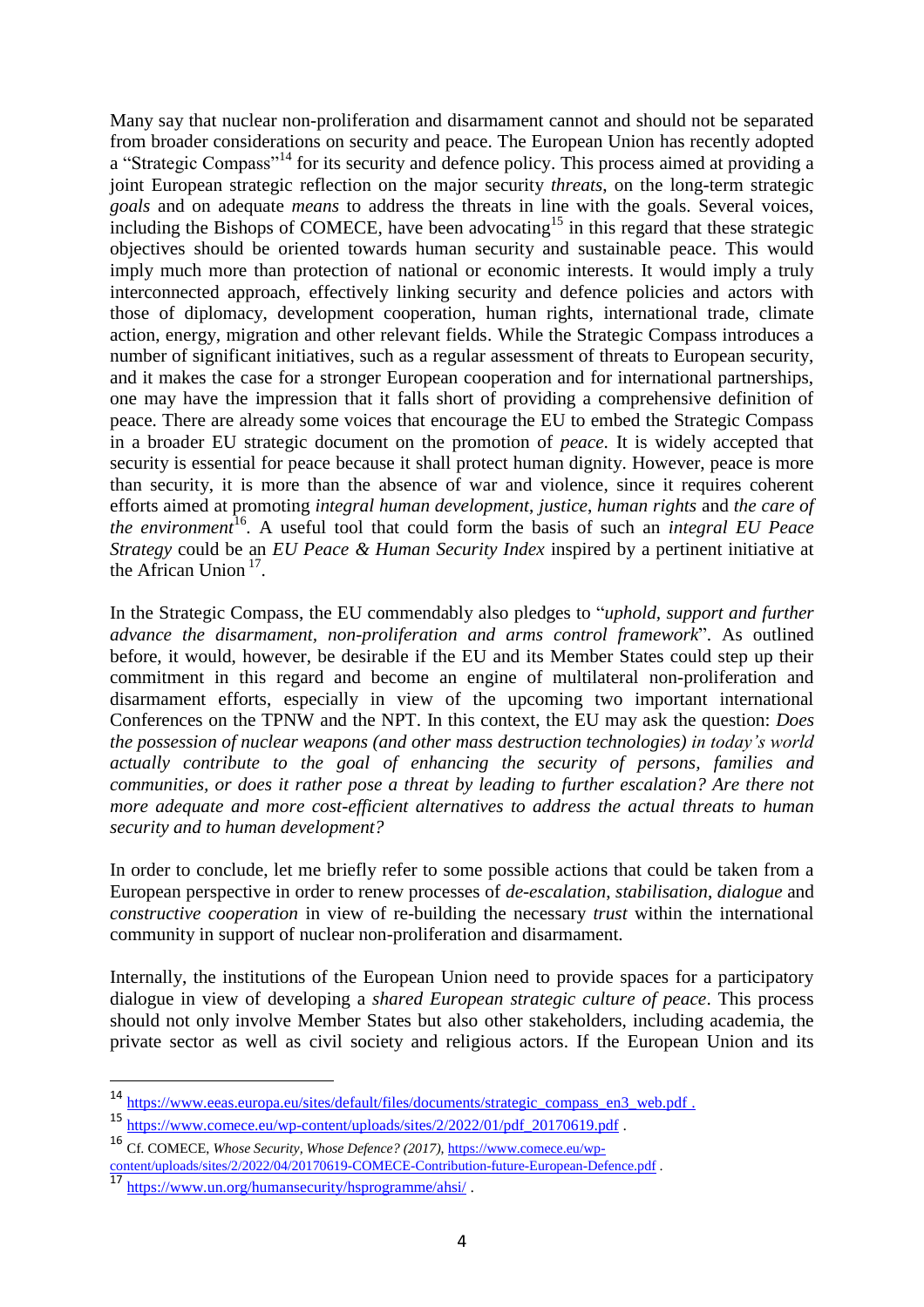Many say that nuclear non-proliferation and disarmament cannot and should not be separated from broader considerations on security and peace. The European Union has recently adopted a "Strategic Compass"[14] for its security and defence policy. This process aimed at providing a joint European strategic reflection on the major security *threats*, on the long-term strategic *goals* and on adequate *means* to address the threats in line with the goals. Several voices, including the Bishops of COMECE, have been advocating[15] in this regard that these strategic objectives should be oriented towards human security and sustainable peace. This would imply much more than protection of national or economic interests. It would imply a truly interconnected approach, effectively linking security and defence policies and actors with those of diplomacy, development cooperation, human rights, international trade, climate action, energy, migration and other relevant fields. While the Strategic Compass introduces a number of significant initiatives, such as a regular assessment of threats to European security, and it makes the case for a stronger European cooperation and for international partnerships, one may have the impression that it falls short of providing a comprehensive definition of peace. There are already some voices that encourage the EU to embed the Strategic Compass in a broader EU strategic document on the promotion of *peace*. It is widely accepted that security is essential for peace because it shall protect human dignity. However, peace is more than security, it is more than the absence of war and violence, since it requires coherent efforts aimed at promoting *integral human development*, *justice*, *human rights* and *the care of the environment*[16]. A useful tool that could form the basis of such an *integral EU Peace Strategy* could be an *EU Peace & Human Security Index* inspired by a pertinent initiative at the African Union[17].

In the Strategic Compass, the EU commendably also pledges to "*uphold, support and further advance the disarmament, non-proliferation and arms control framework*". As outlined before, it would, however, be desirable if the EU and its Member States could step up their commitment in this regard and become an engine of multilateral non-proliferation and disarmament efforts, especially in view of the upcoming two important international Conferences on the TPNW and the NPT. In this context, the EU may ask the question: *Does the possession of nuclear weapons (and other mass destruction technologies) in today's world actually contribute to the goal of enhancing the security of persons, families and communities, or does it rather pose a threat by leading to further escalation? Are there not more adequate and more cost-efficient alternatives to address the actual threats to human security and to human development?*

In order to conclude, let me briefly refer to some possible actions that could be taken from a European perspective in order to renew processes of *de-escalation*, *stabilisation*, *dialogue* and *constructive cooperation* in view of re-building the necessary *trust* within the international community in support of nuclear non-proliferation and disarmament.

Internally, the institutions of the European Union need to provide spaces for a participatory dialogue in view of developing a *shared European strategic culture of peace*. This process should not only involve Member States but also other stakeholders, including academia, the private sector as well as civil society and religious actors. If the European Union and its

---

[14] https://www.eeas.europa.eu/sites/default/files/documents/strategic_compass_en3_web.pdf .

[15] https://www.comece.eu/wp-content/uploads/sites/2/2022/01/pdf_20170619.pdf .

[16] Cf. COMECE, *Whose Security, Whose Defence? (2017)*, https://www.comece.eu/wp-content/uploads/sites/2/2022/04/20170619-COMECE-Contribution-future-European-Defence.pdf .

[17] https://www.un.org/humansecurity/hsprogramme/ahsi/ .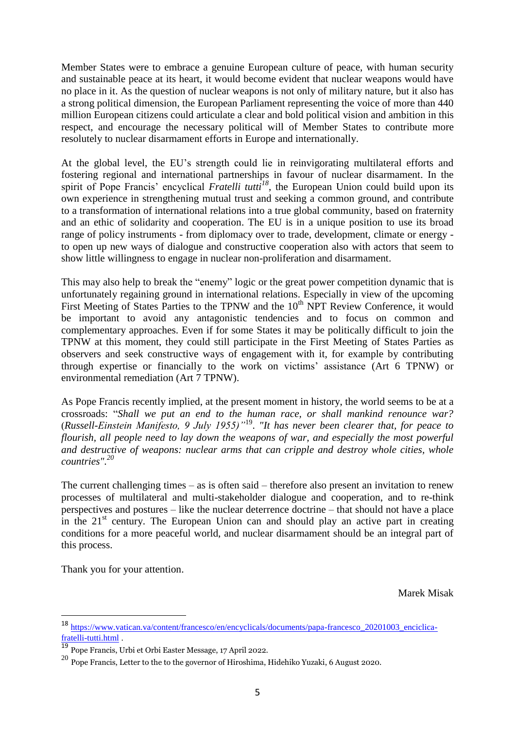Member States were to embrace a genuine European culture of peace, with human security and sustainable peace at its heart, it would become evident that nuclear weapons would have no place in it. As the question of nuclear weapons is not only of military nature, but it also has a strong political dimension, the European Parliament representing the voice of more than 440 million European citizens could articulate a clear and bold political vision and ambition in this respect, and encourage the necessary political will of Member States to contribute more resolutely to nuclear disarmament efforts in Europe and internationally.

At the global level, the EU's strength could lie in reinvigorating multilateral efforts and fostering regional and international partnerships in favour of nuclear disarmament. In the spirit of Pope Francis' encyclical *Fratelli tutti*[18], the European Union could build upon its own experience in strengthening mutual trust and seeking a common ground, and contribute to a transformation of international relations into a true global community, based on fraternity and an ethic of solidarity and cooperation. The EU is in a unique position to use its broad range of policy instruments - from diplomacy over to trade, development, climate or energy - to open up new ways of dialogue and constructive cooperation also with actors that seem to show little willingness to engage in nuclear non-proliferation and disarmament.

This may also help to break the "enemy" logic or the great power competition dynamic that is unfortunately regaining ground in international relations. Especially in view of the upcoming First Meeting of States Parties to the TPNW and the 10th NPT Review Conference, it would be important to avoid any antagonistic tendencies and to focus on common and complementary approaches. Even if for some States it may be politically difficult to join the TPNW at this moment, they could still participate in the First Meeting of States Parties as observers and seek constructive ways of engagement with it, for example by contributing through expertise or financially to the work on victims' assistance (Art 6 TPNW) or environmental remediation (Art 7 TPNW).

As Pope Francis recently implied, at the present moment in history, the world seems to be at a crossroads: "*Shall we put an end to the human race, or shall mankind renounce war?* (*Russell-Einstein Manifesto, 9 July 1955)"*[19]. *"It has never been clearer that, for peace to flourish, all people need to lay down the weapons of war, and especially the most powerful and destructive of weapons: nuclear arms that can cripple and destroy whole cities, whole countries".*[20]

The current challenging times – as is often said – therefore also present an invitation to renew processes of multilateral and multi-stakeholder dialogue and cooperation, and to re-think perspectives and postures – like the nuclear deterrence doctrine – that should not have a place in the 21st century. The European Union can and should play an active part in creating conditions for a more peaceful world, and nuclear disarmament should be an integral part of this process.

Thank you for your attention.

Marek Misak

---

[18] https://www.vatican.va/content/francesco/en/encyclicals/documents/papa-francesco_20201003_enciclica-fratelli-tutti.html .

[19] Pope Francis, Urbi et Orbi Easter Message, 17 April 2022.

[20] Pope Francis, Letter to the to the governor of Hiroshima, Hidehiko Yuzaki, 6 August 2020.